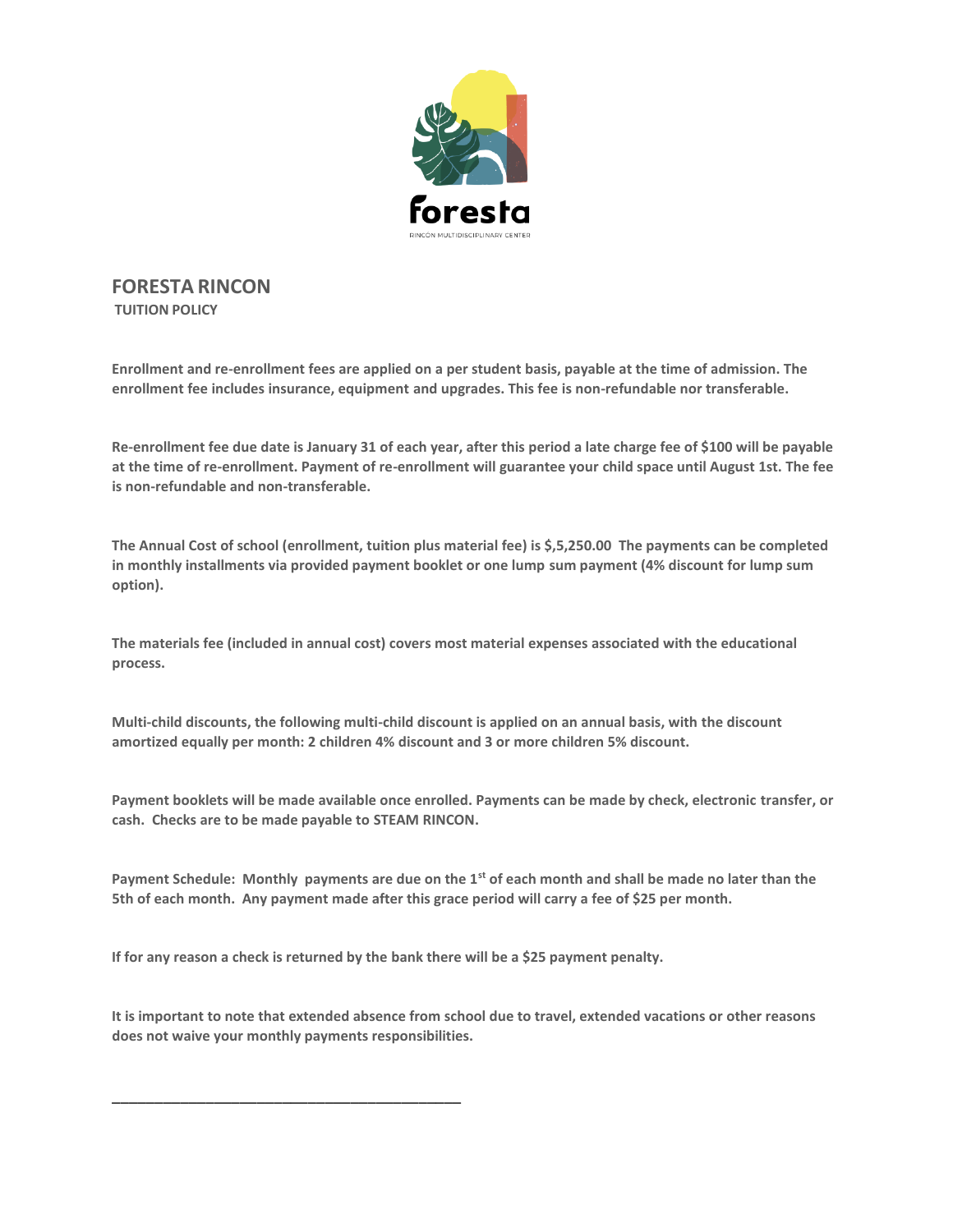foresta

RINCÓN MULTIDISCIPLINARY CENTER

# FORESTA RINCON

**TUITION POLICY**

**Enrollment and re-enrollment fees are applied on a per student basis, payable at the time of admission. The enrollment fee includes insurance, equipment and upgrades. This fee is non-refundable nor transferable.**

**Re-enrollment fee due date is January 31 of each year, after this period a late charge fee of $100 will be payable at the time of re-enrollment. Payment of re-enrollment will guarantee your child space until August 1st. The fee is non-refundable and non-transferable.**

**The Annual Cost of school (enrollment, tuition plus material fee) is $,5,250.00 The payments can be completed in monthly installments via provided payment booklet or one lump sum payment (4% discount for lump sum option).**

**The materials fee (included in annual cost) covers most material expenses associated with the educational process.**

**Multi-child discounts, the following multi-child discount is applied on an annual basis, with the discount amortized equally per month: 2 children 4% discount and 3 or more children 5% discount.**

**Payment booklets will be made available once enrolled. Payments can be made by check, electronic transfer, or cash. Checks are to be made payable to STEAM RINCON.**

**Payment Schedule: Monthly payments are due on the 1st of each month and shall be made no later than the 5th of each month. Any payment made after this grace period will carry a fee of $25 per month.**

**If for any reason a check is returned by the bank there will be a $25 payment penalty.**

**It is important to note that extended absence from school due to travel, extended vacations or other reasons does not waive your monthly payments responsibilities.**

______________________________________________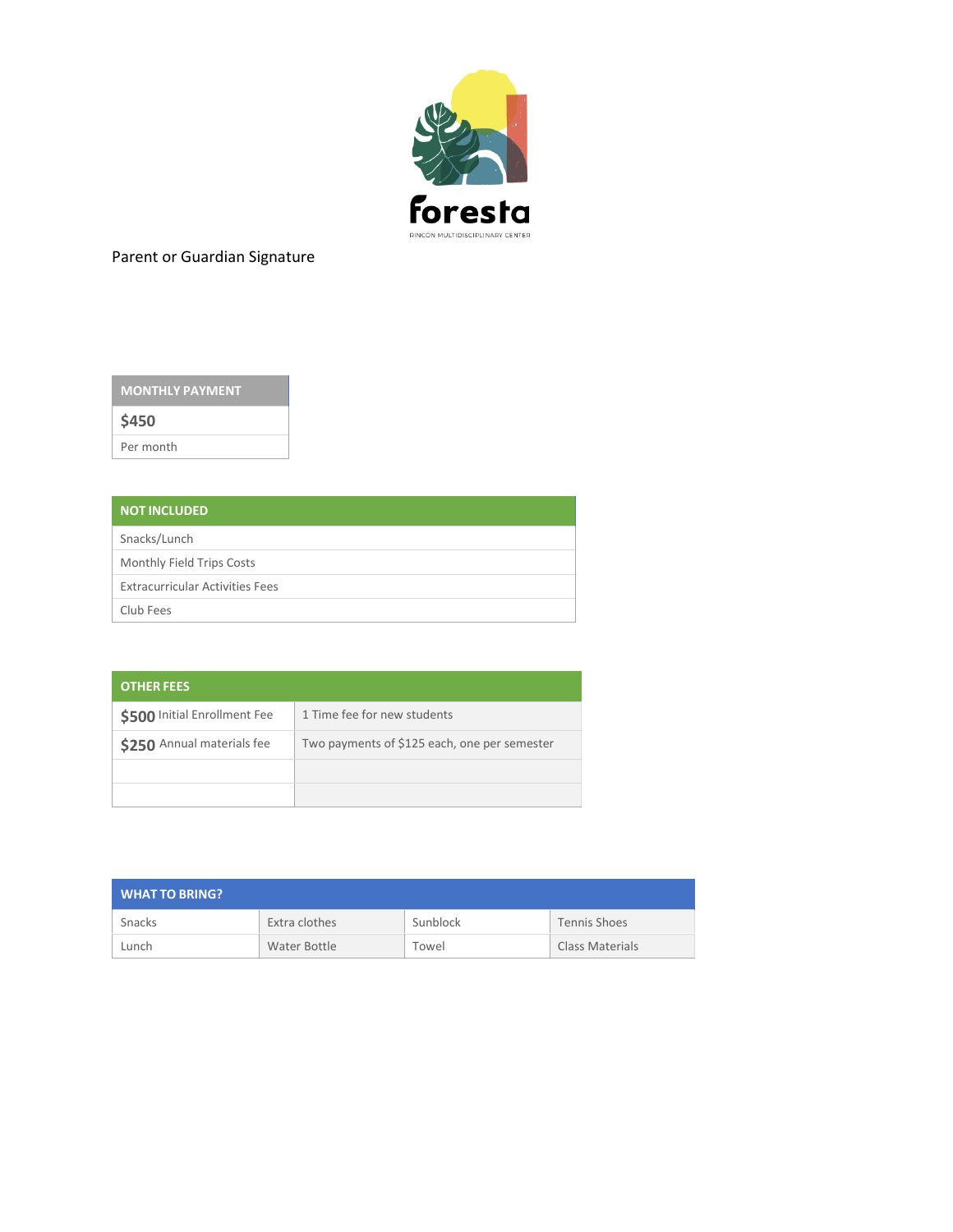foresta

RINCÓN MULTIDISCIPLINARY CENTER

Parent or Guardian Signature

| MONTHLY PAYMENT |
|---|
| **$450** |
| Per month |

| NOT INCLUDED |
|---|
| Snacks/Lunch |
| Monthly Field Trips Costs |
| Extracurricular Activities Fees |
| Club Fees |

| OTHER FEES | |
|---|---|
| **$500** Initial Enrollment Fee | 1 Time fee for new students |
| **$250** Annual materials fee | Two payments of $125 each, one per semester |
| | |
| | |

| WHAT TO BRING? | | | |
|---|---|---|---|
| Snacks | Extra clothes | Sunblock | Tennis Shoes |
| Lunch | Water Bottle | Towel | Class Materials |